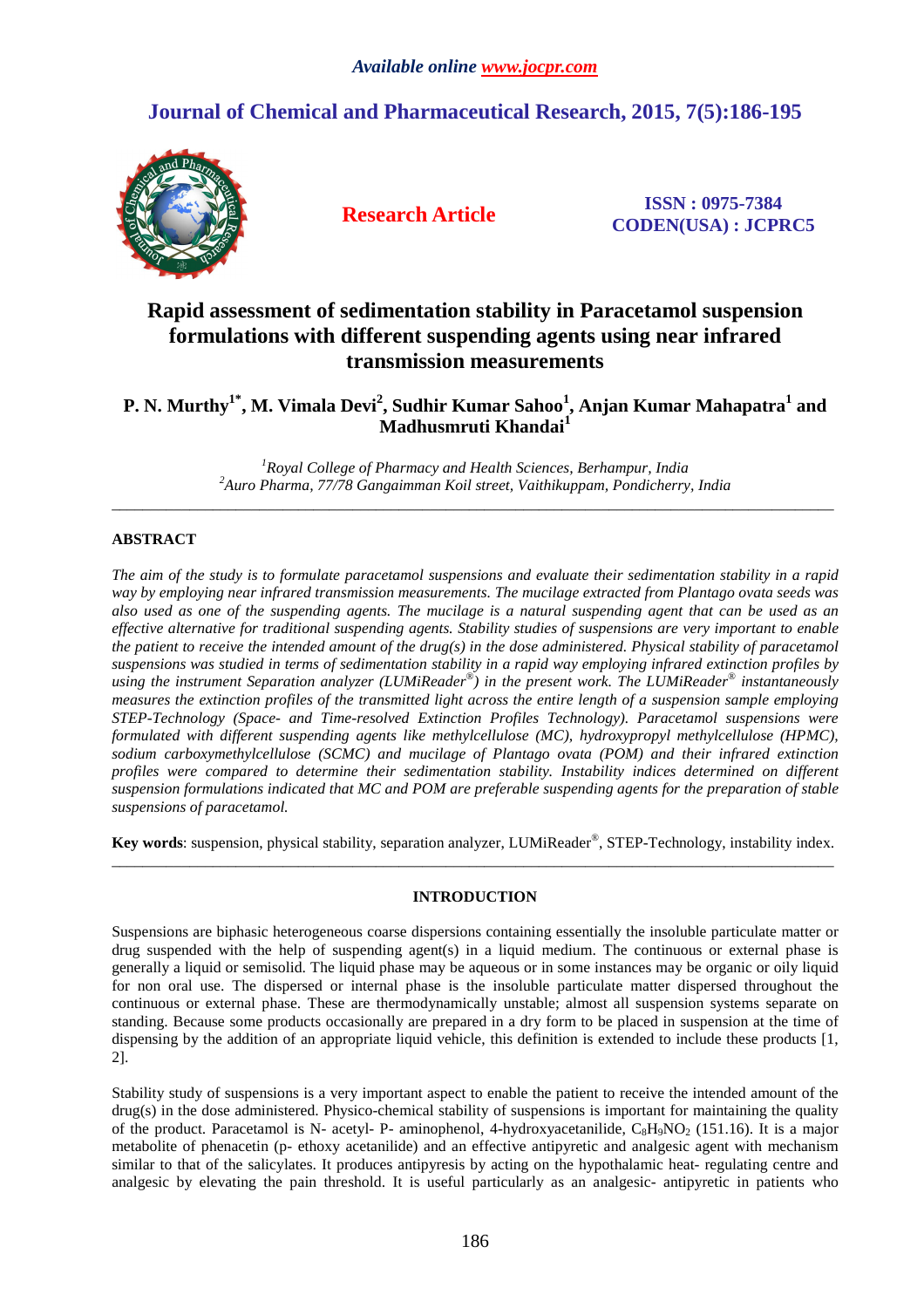Available online www.jocpr.com

# Journal of Chemical and Pharmaceutical Research, 2015, 7(5):186-195

**Research Article**

**ISSN : 0975-7384**
**CODEN(USA) : JCPRC5**

# Rapid assessment of sedimentation stability in Paracetamol suspension formulations with different suspending agents using near infrared transmission measurements

**P. N. Murthy[1*], M. Vimala Devi[2], Sudhir Kumar Sahoo[1], Anjan Kumar Mahapatra[1] and Madhusmruti Khandai[1]**

[1]*Royal College of Pharmacy and Health Sciences, Berhampur, India*
[2]*Auro Pharma, 77/78 Gangaimman Koil street, Vaithikuppam, Pondicherry, India*

---

## ABSTRACT

*The aim of the study is to formulate paracetamol suspensions and evaluate their sedimentation stability in a rapid way by employing near infrared transmission measurements. The mucilage extracted from Plantago ovata seeds was also used as one of the suspending agents. The mucilage is a natural suspending agent that can be used as an effective alternative for traditional suspending agents. Stability studies of suspensions are very important to enable the patient to receive the intended amount of the drug(s) in the dose administered. Physical stability of paracetamol suspensions was studied in terms of sedimentation stability in a rapid way employing infrared extinction profiles by using the instrument Separation analyzer (LUMiReader®) in the present work. The LUMiReader® instantaneously measures the extinction profiles of the transmitted light across the entire length of a suspension sample employing STEP-Technology (Space- and Time-resolved Extinction Profiles Technology). Paracetamol suspensions were formulated with different suspending agents like methylcellulose (MC), hydroxypropyl methylcellulose (HPMC), sodium carboxymethylcellulose (SCMC) and mucilage of Plantago ovata (POM) and their infrared extinction profiles were compared to determine their sedimentation stability. Instability indices determined on different suspension formulations indicated that MC and POM are preferable suspending agents for the preparation of stable suspensions of paracetamol.*

**Key words**: suspension, physical stability, separation analyzer, LUMiReader®, STEP-Technology, instability index.

---

## INTRODUCTION

Suspensions are biphasic heterogeneous coarse dispersions containing essentially the insoluble particulate matter or drug suspended with the help of suspending agent(s) in a liquid medium. The continuous or external phase is generally a liquid or semisolid. The liquid phase may be aqueous or in some instances may be organic or oily liquid for non oral use. The dispersed or internal phase is the insoluble particulate matter dispersed throughout the continuous or external phase. These are thermodynamically unstable; almost all suspension systems separate on standing. Because some products occasionally are prepared in a dry form to be placed in suspension at the time of dispensing by the addition of an appropriate liquid vehicle, this definition is extended to include these products [1, 2].

Stability study of suspensions is a very important aspect to enable the patient to receive the intended amount of the drug(s) in the dose administered. Physico-chemical stability of suspensions is important for maintaining the quality of the product. Paracetamol is N- acetyl- P- aminophenol, 4-hydroxyacetanilide, $C_8H_9NO_2$ (151.16). It is a major metabolite of phenacetin (p- ethoxy acetanilide) and an effective antipyretic and analgesic agent with mechanism similar to that of the salicylates. It produces antipyresis by acting on the hypothalamic heat- regulating centre and analgesic by elevating the pain threshold. It is useful particularly as an analgesic- antipyretic in patients who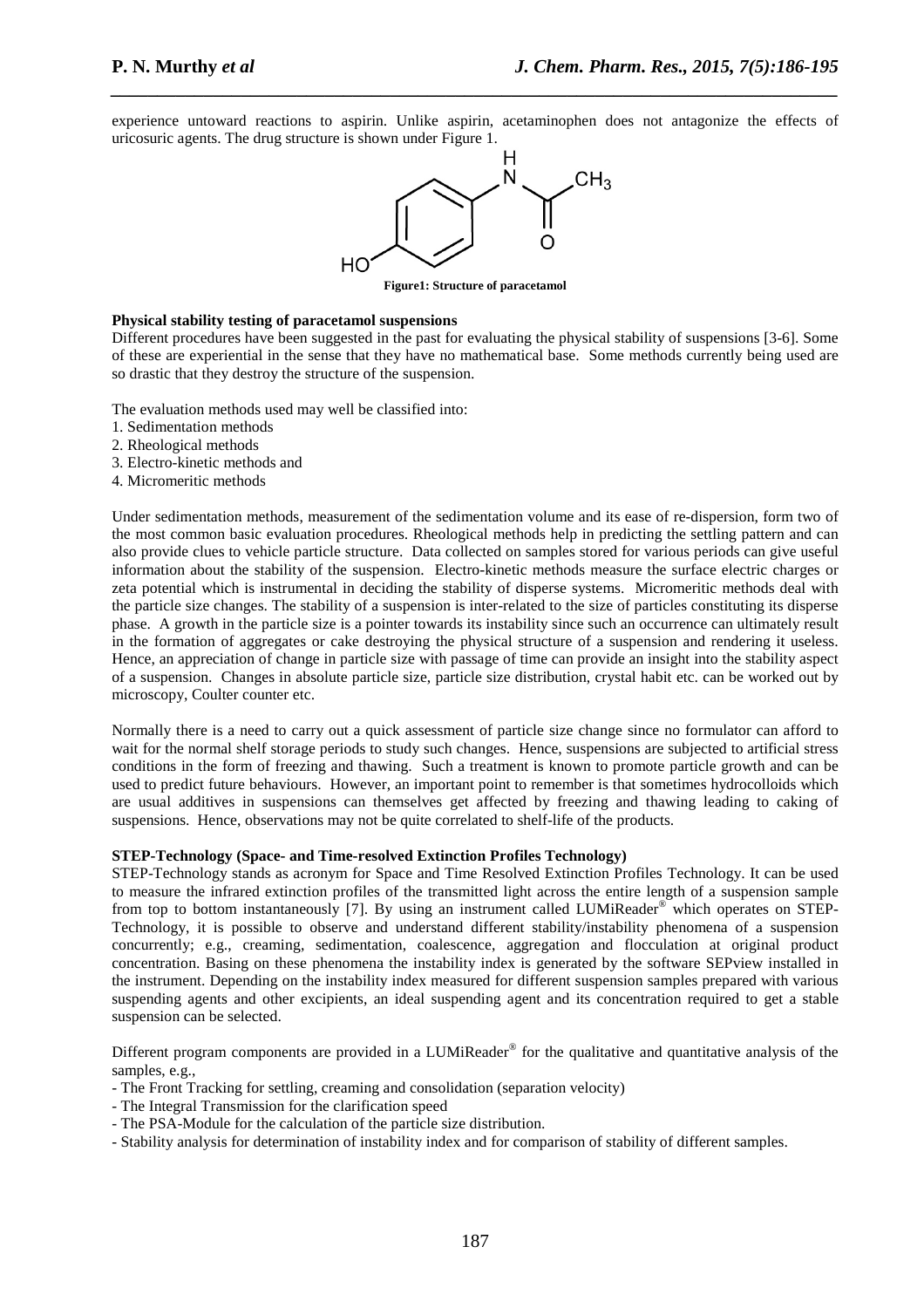experience untoward reactions to aspirin. Unlike aspirin, acetaminophen does not antagonize the effects of uricosuric agents. The drug structure is shown under Figure 1.

**Figure1: Structure of paracetamol**

**Physical stability testing of paracetamol suspensions**

Different procedures have been suggested in the past for evaluating the physical stability of suspensions [3-6]. Some of these are experiential in the sense that they have no mathematical base. Some methods currently being used are so drastic that they destroy the structure of the suspension.

The evaluation methods used may well be classified into:

1. Sedimentation methods
2. Rheological methods
3. Electro-kinetic methods and
4. Micromeritic methods

Under sedimentation methods, measurement of the sedimentation volume and its ease of re-dispersion, form two of the most common basic evaluation procedures. Rheological methods help in predicting the settling pattern and can also provide clues to vehicle particle structure. Data collected on samples stored for various periods can give useful information about the stability of the suspension. Electro-kinetic methods measure the surface electric charges or zeta potential which is instrumental in deciding the stability of disperse systems. Micromeritic methods deal with the particle size changes. The stability of a suspension is inter-related to the size of particles constituting its disperse phase. A growth in the particle size is a pointer towards its instability since such an occurrence can ultimately result in the formation of aggregates or cake destroying the physical structure of a suspension and rendering it useless. Hence, an appreciation of change in particle size with passage of time can provide an insight into the stability aspect of a suspension. Changes in absolute particle size, particle size distribution, crystal habit etc. can be worked out by microscopy, Coulter counter etc.

Normally there is a need to carry out a quick assessment of particle size change since no formulator can afford to wait for the normal shelf storage periods to study such changes. Hence, suspensions are subjected to artificial stress conditions in the form of freezing and thawing. Such a treatment is known to promote particle growth and can be used to predict future behaviours. However, an important point to remember is that sometimes hydrocolloids which are usual additives in suspensions can themselves get affected by freezing and thawing leading to caking of suspensions. Hence, observations may not be quite correlated to shelf-life of the products.

**STEP-Technology (Space- and Time-resolved Extinction Profiles Technology)**

STEP-Technology stands as acronym for Space and Time Resolved Extinction Profiles Technology. It can be used to measure the infrared extinction profiles of the transmitted light across the entire length of a suspension sample from top to bottom instantaneously [7]. By using an instrument called LUMiReader® which operates on STEP-Technology, it is possible to observe and understand different stability/instability phenomena of a suspension concurrently; e.g., creaming, sedimentation, coalescence, aggregation and flocculation at original product concentration. Basing on these phenomena the instability index is generated by the software SEPview installed in the instrument. Depending on the instability index measured for different suspension samples prepared with various suspending agents and other excipients, an ideal suspending agent and its concentration required to get a stable suspension can be selected.

Different program components are provided in a LUMiReader® for the qualitative and quantitative analysis of the samples, e.g.,

- The Front Tracking for settling, creaming and consolidation (separation velocity)
- The Integral Transmission for the clarification speed
- The PSA-Module for the calculation of the particle size distribution.
- Stability analysis for determination of instability index and for comparison of stability of different samples.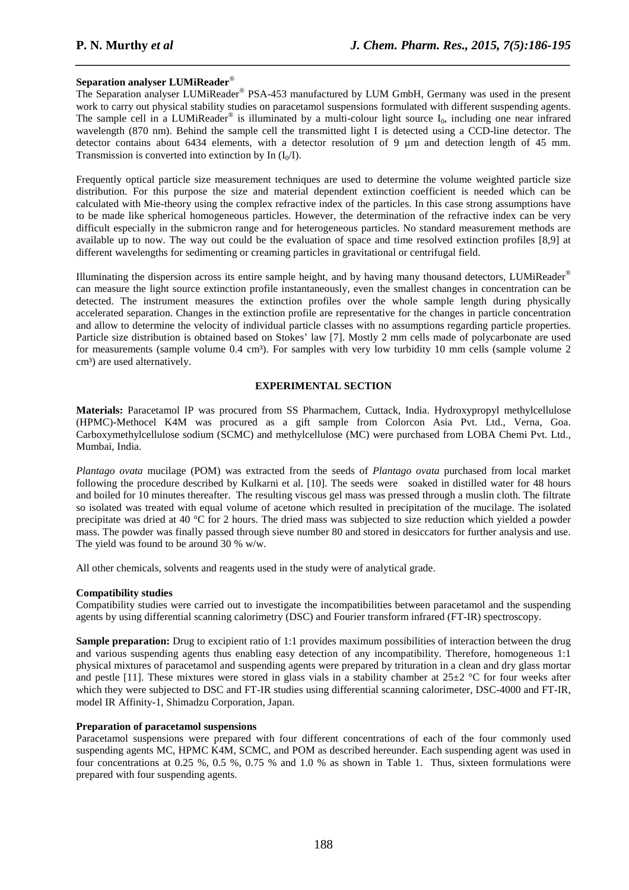**Separation analyser LUMiReader®**

The Separation analyser LUMiReader® PSA-453 manufactured by LUM GmbH, Germany was used in the present work to carry out physical stability studies on paracetamol suspensions formulated with different suspending agents. The sample cell in a LUMiReader® is illuminated by a multi-colour light source $I_0$, including one near infrared wavelength (870 nm). Behind the sample cell the transmitted light I is detected using a CCD-line detector. The detector contains about 6434 elements, with a detector resolution of 9 µm and detection length of 45 mm. Transmission is converted into extinction by In $(I_0/I)$.

Frequently optical particle size measurement techniques are used to determine the volume weighted particle size distribution. For this purpose the size and material dependent extinction coefficient is needed which can be calculated with Mie-theory using the complex refractive index of the particles. In this case strong assumptions have to be made like spherical homogeneous particles. However, the determination of the refractive index can be very difficult especially in the submicron range and for heterogeneous particles. No standard measurement methods are available up to now. The way out could be the evaluation of space and time resolved extinction profiles [8,9] at different wavelengths for sedimenting or creaming particles in gravitational or centrifugal field.

Illuminating the dispersion across its entire sample height, and by having many thousand detectors, LUMiReader® can measure the light source extinction profile instantaneously, even the smallest changes in concentration can be detected. The instrument measures the extinction profiles over the whole sample length during physically accelerated separation. Changes in the extinction profile are representative for the changes in particle concentration and allow to determine the velocity of individual particle classes with no assumptions regarding particle properties. Particle size distribution is obtained based on Stokes' law [7]. Mostly 2 mm cells made of polycarbonate are used for measurements (sample volume 0.4 cm³). For samples with very low turbidity 10 mm cells (sample volume 2 cm³) are used alternatively.

## EXPERIMENTAL SECTION

**Materials:** Paracetamol IP was procured from SS Pharmachem, Cuttack, India. Hydroxypropyl methylcellulose (HPMC)-Methocel K4M was procured as a gift sample from Colorcon Asia Pvt. Ltd., Verna, Goa. Carboxymethylcellulose sodium (SCMC) and methylcellulose (MC) were purchased from LOBA Chemi Pvt. Ltd., Mumbai, India.

*Plantago ovata* mucilage (POM) was extracted from the seeds of *Plantago ovata* purchased from local market following the procedure described by Kulkarni et al. [10]. The seeds were soaked in distilled water for 48 hours and boiled for 10 minutes thereafter. The resulting viscous gel mass was pressed through a muslin cloth. The filtrate so isolated was treated with equal volume of acetone which resulted in precipitation of the mucilage. The isolated precipitate was dried at 40 °C for 2 hours. The dried mass was subjected to size reduction which yielded a powder mass. The powder was finally passed through sieve number 80 and stored in desiccators for further analysis and use. The yield was found to be around 30 % w/w.

All other chemicals, solvents and reagents used in the study were of analytical grade.

**Compatibility studies**

Compatibility studies were carried out to investigate the incompatibilities between paracetamol and the suspending agents by using differential scanning calorimetry (DSC) and Fourier transform infrared (FT-IR) spectroscopy.

**Sample preparation:** Drug to excipient ratio of 1:1 provides maximum possibilities of interaction between the drug and various suspending agents thus enabling easy detection of any incompatibility. Therefore, homogeneous 1:1 physical mixtures of paracetamol and suspending agents were prepared by trituration in a clean and dry glass mortar and pestle [11]. These mixtures were stored in glass vials in a stability chamber at 25±2 °C for four weeks after which they were subjected to DSC and FT-IR studies using differential scanning calorimeter, DSC-4000 and FT-IR, model IR Affinity-1, Shimadzu Corporation, Japan.

**Preparation of paracetamol suspensions**

Paracetamol suspensions were prepared with four different concentrations of each of the four commonly used suspending agents MC, HPMC K4M, SCMC, and POM as described hereunder. Each suspending agent was used in four concentrations at 0.25 %, 0.5 %, 0.75 % and 1.0 % as shown in Table 1. Thus, sixteen formulations were prepared with four suspending agents.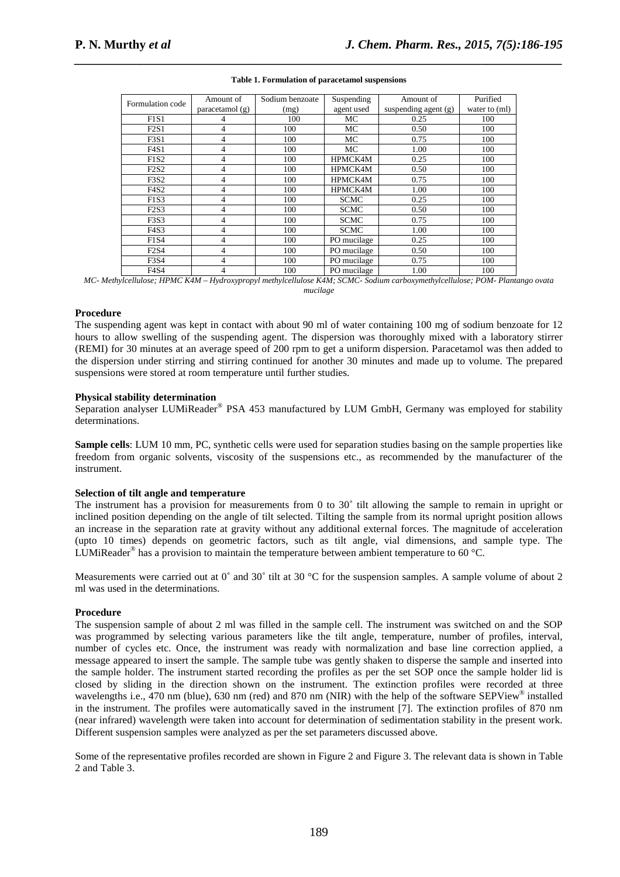**Table 1. Formulation of paracetamol suspensions**

| Formulation code | Amount of paracetamol (g) | Sodium benzoate (mg) | Suspending agent used | Amount of suspending agent (g) | Purified water to (ml) |
|---|---|---|---|---|---|
| F1S1 | 4 | 100 | MC | 0.25 | 100 |
| F2S1 | 4 | 100 | MC | 0.50 | 100 |
| F3S1 | 4 | 100 | MC | 0.75 | 100 |
| F4S1 | 4 | 100 | MC | 1.00 | 100 |
| F1S2 | 4 | 100 | HPMCK4M | 0.25 | 100 |
| F2S2 | 4 | 100 | HPMCK4M | 0.50 | 100 |
| F3S2 | 4 | 100 | HPMCK4M | 0.75 | 100 |
| F4S2 | 4 | 100 | HPMCK4M | 1.00 | 100 |
| F1S3 | 4 | 100 | SCMC | 0.25 | 100 |
| F2S3 | 4 | 100 | SCMC | 0.50 | 100 |
| F3S3 | 4 | 100 | SCMC | 0.75 | 100 |
| F4S3 | 4 | 100 | SCMC | 1.00 | 100 |
| F1S4 | 4 | 100 | PO mucilage | 0.25 | 100 |
| F2S4 | 4 | 100 | PO mucilage | 0.50 | 100 |
| F3S4 | 4 | 100 | PO mucilage | 0.75 | 100 |
| F4S4 | 4 | 100 | PO mucilage | 1.00 | 100 |

*MC- Methylcellulose; HPMC K4M – Hydroxypropyl methylcellulose K4M; SCMC- Sodium carboxymethylcellulose; POM- Plantango ovata mucilage*

**Procedure**

The suspending agent was kept in contact with about 90 ml of water containing 100 mg of sodium benzoate for 12 hours to allow swelling of the suspending agent. The dispersion was thoroughly mixed with a laboratory stirrer (REMI) for 30 minutes at an average speed of 200 rpm to get a uniform dispersion. Paracetamol was then added to the dispersion under stirring and stirring continued for another 30 minutes and made up to volume. The prepared suspensions were stored at room temperature until further studies.

**Physical stability determination**

Separation analyser LUMiReader® PSA 453 manufactured by LUM GmbH, Germany was employed for stability determinations.

**Sample cells**: LUM 10 mm, PC, synthetic cells were used for separation studies basing on the sample properties like freedom from organic solvents, viscosity of the suspensions etc., as recommended by the manufacturer of the instrument.

**Selection of tilt angle and temperature**

The instrument has a provision for measurements from 0 to 30˚ tilt allowing the sample to remain in upright or inclined position depending on the angle of tilt selected. Tilting the sample from its normal upright position allows an increase in the separation rate at gravity without any additional external forces. The magnitude of acceleration (upto 10 times) depends on geometric factors, such as tilt angle, vial dimensions, and sample type. The LUMiReader® has a provision to maintain the temperature between ambient temperature to 60 °C.

Measurements were carried out at 0˚ and 30˚ tilt at 30 °C for the suspension samples. A sample volume of about 2 ml was used in the determinations.

**Procedure**

The suspension sample of about 2 ml was filled in the sample cell. The instrument was switched on and the SOP was programmed by selecting various parameters like the tilt angle, temperature, number of profiles, interval, number of cycles etc. Once, the instrument was ready with normalization and base line correction applied, a message appeared to insert the sample. The sample tube was gently shaken to disperse the sample and inserted into the sample holder. The instrument started recording the profiles as per the set SOP once the sample holder lid is closed by sliding in the direction shown on the instrument. The extinction profiles were recorded at three wavelengths i.e., 470 nm (blue), 630 nm (red) and 870 nm (NIR) with the help of the software SEPView® installed in the instrument. The profiles were automatically saved in the instrument [7]. The extinction profiles of 870 nm (near infrared) wavelength were taken into account for determination of sedimentation stability in the present work. Different suspension samples were analyzed as per the set parameters discussed above.

Some of the representative profiles recorded are shown in Figure 2 and Figure 3. The relevant data is shown in Table 2 and Table 3.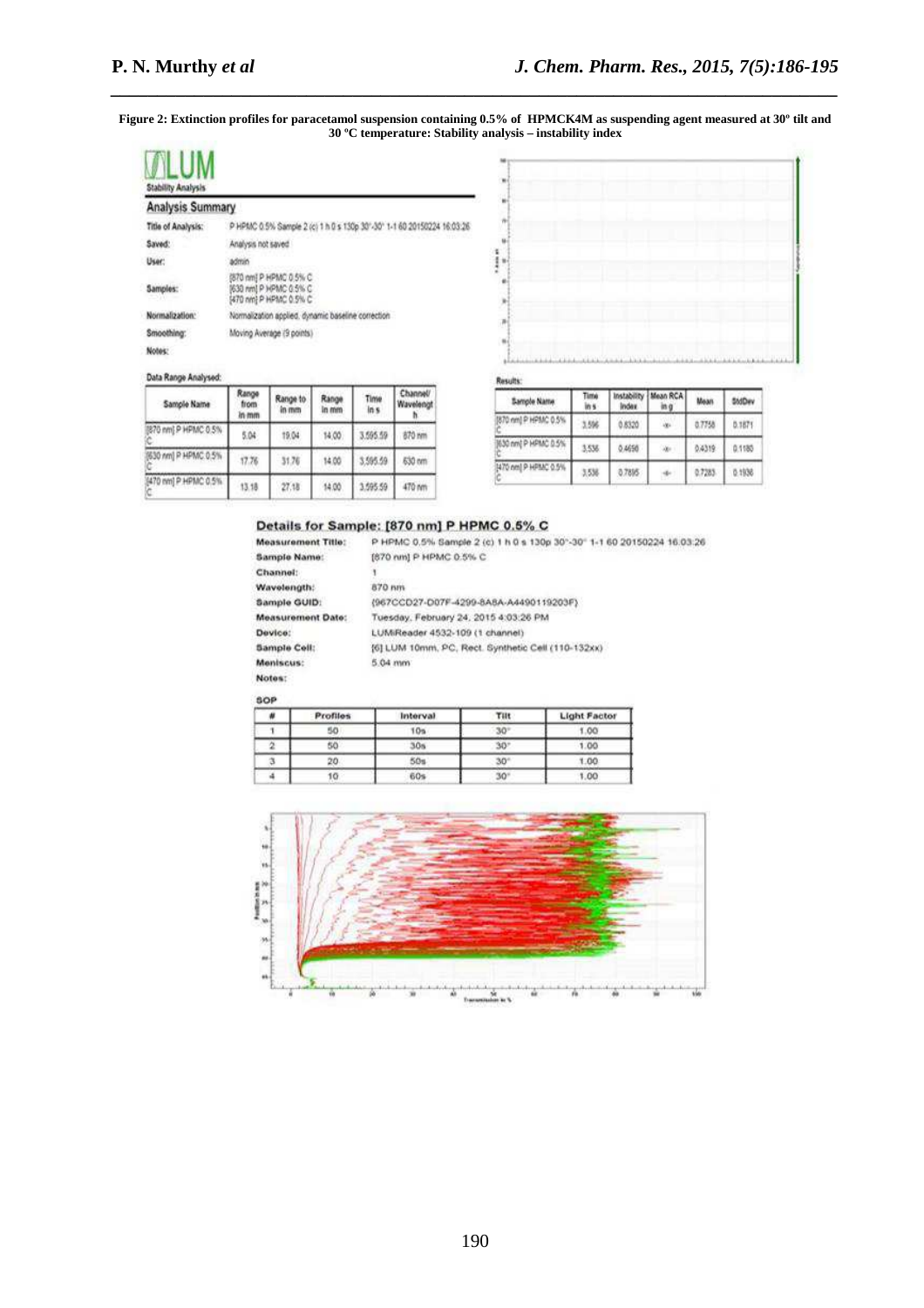**Figure 2: Extinction profiles for paracetamol suspension containing 0.5% of HPMCK4M as suspending agent measured at 30º tilt and 30 ºC temperature: Stability analysis – instability index**

LUM
Stability Analysis

## Analysis Summary

| | |
|---|---|
| **Title of Analysis:** | P HPMC 0.5% Sample 2 (c) 1 h 0 s 130p 30°-30° 1-1 60 20150224 16:03:26 |
| **Saved:** | Analysis not saved |
| **User:** | admin |
| **Samples:** | [870 nm] P HPMC 0.5% C<br>[630 nm] P HPMC 0.5% C<br>[470 nm] P HPMC 0.5% C |
| **Normalization:** | Normalization applied, dynamic baseline correction |
| **Smoothing:** | Moving Average (9 points) |
| **Notes:** | |

**Data Range Analysed:**

| Sample Name | Range from in mm | Range to in mm | Range in mm | Time in s | Channel/ Wavelength |
|---|---|---|---|---|---|
| [870 nm] P HPMC 0.5% C | 5.04 | 19.04 | 14.00 | 3,595.59 | 870 nm |
| [630 nm] P HPMC 0.5% C | 17.76 | 31.76 | 14.00 | 3,595.59 | 630 nm |
| [470 nm] P HPMC 0.5% C | 13.18 | 27.18 | 14.00 | 3,595.59 | 470 nm |

**Results:**

| Sample Name | Time in s | Instability Index | Mean RCA in g | Mean | StdDev |
|---|---|---|---|---|---|
| [870 nm] P HPMC 0.5% C | 3,596 | 0.8320 | -0- | 0.7758 | 0.1871 |
| [630 nm] P HPMC 0.5% C | 3,536 | 0.4698 | -0- | 0.4319 | 0.1180 |
| [470 nm] P HPMC 0.5% C | 3,536 | 0.7895 | -0- | 0.7283 | 0.1936 |

### Details for Sample: [870 nm] P HPMC 0.5% C

| | |
|---|---|
| **Measurement Title:** | P HPMC 0.5% Sample 2 (c) 1 h 0 s 130p 30°-30° 1-1 60 20150224 16:03:26 |
| **Sample Name:** | [870 nm] P HPMC 0.5% C |
| **Channel:** | 1 |
| **Wavelength:** | 870 nm |
| **Sample GUID:** | {967CCD27-D07F-4299-8A8A-A4490119203F} |
| **Measurement Date:** | Tuesday, February 24, 2015 4:03:26 PM |
| **Device:** | LUMiReader 4532-109 (1 channel) |
| **Sample Cell:** | [6] LUM 10mm, PC, Rect. Synthetic Cell (110-132xx) |
| **Meniscus:** | 5.04 mm |
| **Notes:** | |

**SOP**

| # | Profiles | Interval | Tilt | Light Factor |
|---|---|---|---|---|
| 1 | 50 | 10s | 30° | 1.00 |
| 2 | 50 | 30s | 30° | 1.00 |
| 3 | 20 | 50s | 30° | 1.00 |
| 4 | 10 | 60s | 30° | 1.00 |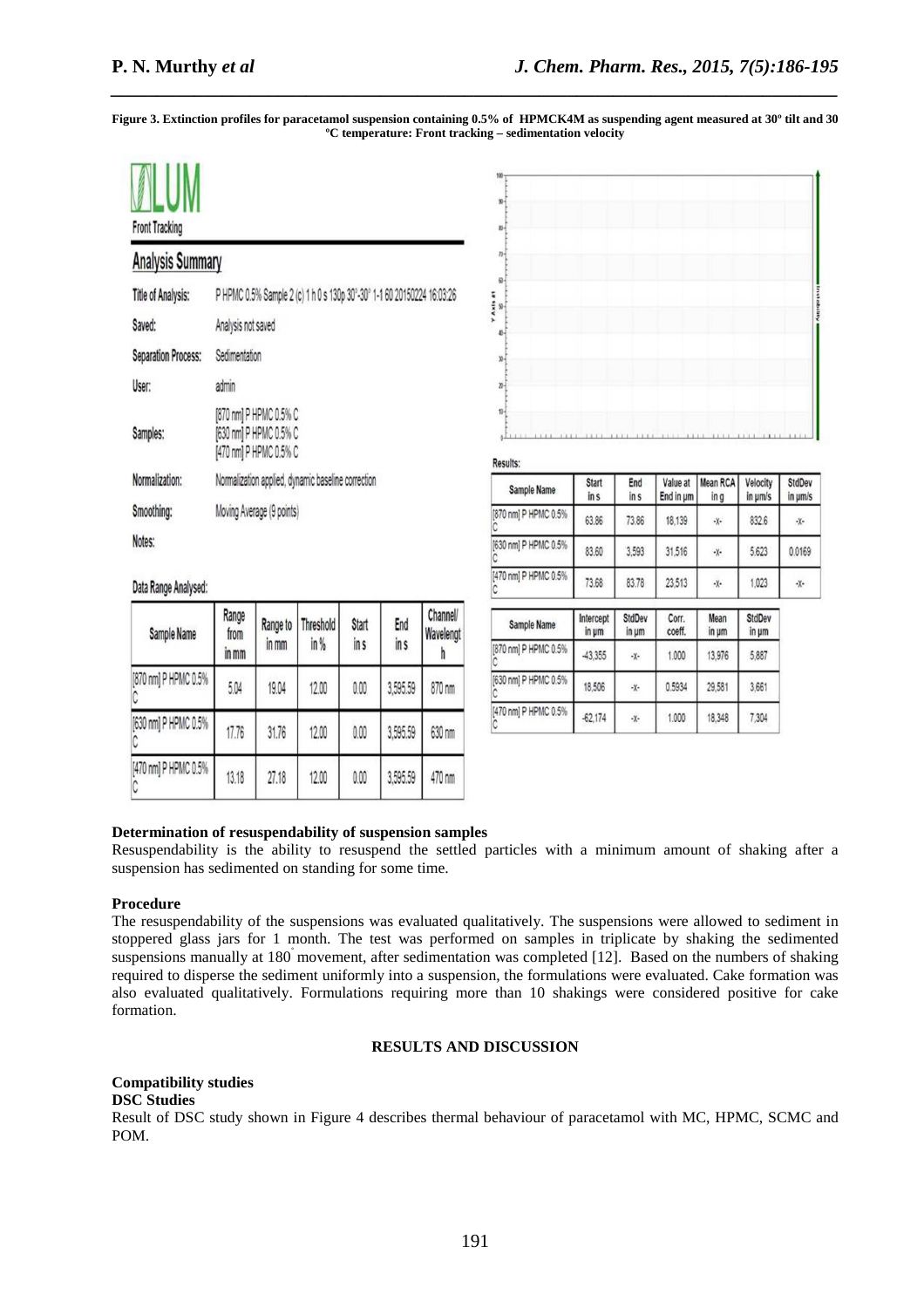**Figure 3. Extinction profiles for paracetamol suspension containing 0.5% of HPMCK4M as suspending agent measured at 30º tilt and 30 ºC temperature: Front tracking – sedimentation velocity**

LUM

Front Tracking

## Analysis Summary

| | |
|---|---|
| Title of Analysis: | P HPMC 0.5% Sample 2 (c) 1 h 0 s 130p 30°-30° 1-1 60 20150224 16:03:26 |
| Saved: | Analysis not saved |
| Separation Process: | Sedimentation |
| User: | admin |
| Samples: | [870 nm] P HPMC 0.5% C<br>[630 nm] P HPMC 0.5% C<br>[470 nm] P HPMC 0.5% C |
| Normalization: | Normalization applied, dynamic baseline correction |
| Smoothing: | Moving Average (9 points) |
| Notes: | |

Data Range Analysed:

| Sample Name | Range from in mm | Range to in mm | Threshold in % | Start in s | End in s | Channel/ Wavelength |
|---|---|---|---|---|---|---|
| [870 nm] P HPMC 0.5% C | 5.04 | 19.04 | 12.00 | 0.00 | 3,595.59 | 870 nm |
| [630 nm] P HPMC 0.5% C | 17.76 | 31.76 | 12.00 | 0.00 | 3,595.59 | 630 nm |
| [470 nm] P HPMC 0.5% C | 13.18 | 27.18 | 12.00 | 0.00 | 3,595.59 | 470 nm |

Results:

| Sample Name | Start in s | End in s | Value at End in µm | Mean RCA in g | Velocity in µm/s | StdDev in µm/s |
|---|---|---|---|---|---|---|
| [870 nm] P HPMC 0.5% C | 63.86 | 73.86 | 18,139 | -x- | 832.6 | -x- |
| [630 nm] P HPMC 0.5% C | 83.60 | 3,593 | 31,516 | -x- | 5.623 | 0.0169 |
| [470 nm] P HPMC 0.5% C | 73.68 | 83.78 | 23,513 | -x- | 1,023 | -x- |

| Sample Name | Intercept in µm | StdDev in µm | Corr. coeff. | Mean in µm | StdDev in µm |
|---|---|---|---|---|---|
| [870 nm] P HPMC 0.5% C | -43,355 | -x- | 1.000 | 13,976 | 5,887 |
| [630 nm] P HPMC 0.5% C | 18,506 | -x- | 0.5934 | 29,581 | 3,661 |
| [470 nm] P HPMC 0.5% C | -62,174 | -x- | 1.000 | 18,348 | 7,304 |

**Determination of resuspendability of suspension samples**

Resuspendability is the ability to resuspend the settled particles with a minimum amount of shaking after a suspension has sedimented on standing for some time.

**Procedure**

The resuspendability of the suspensions was evaluated qualitatively. The suspensions were allowed to sediment in stoppered glass jars for 1 month. The test was performed on samples in triplicate by shaking the sedimented suspensions manually at 180° movement, after sedimentation was completed [12]. Based on the numbers of shaking required to disperse the sediment uniformly into a suspension, the formulations were evaluated. Cake formation was also evaluated qualitatively. Formulations requiring more than 10 shakings were considered positive for cake formation.

## RESULTS AND DISCUSSION

**Compatibility studies**

**DSC Studies**

Result of DSC study shown in Figure 4 describes thermal behaviour of paracetamol with MC, HPMC, SCMC and POM.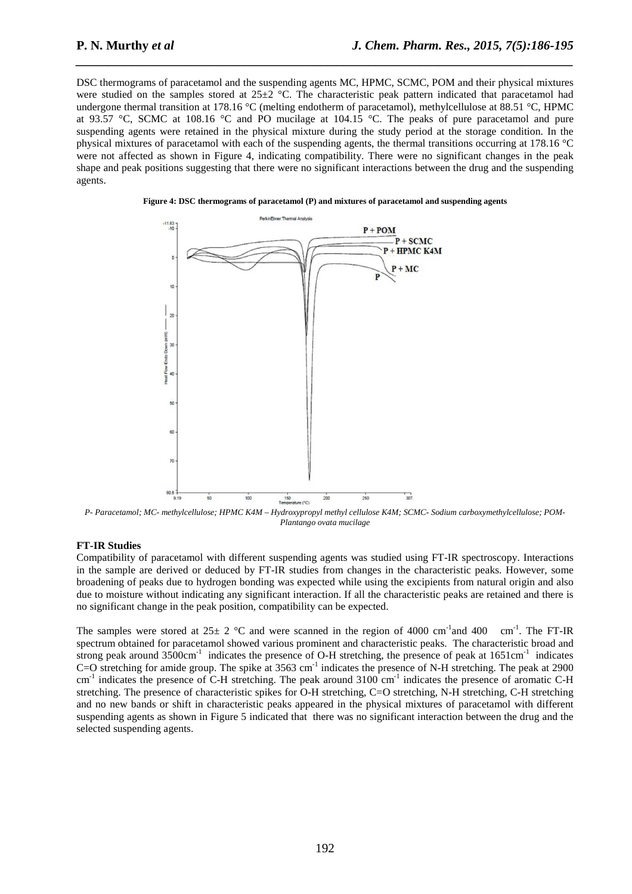DSC thermograms of paracetamol and the suspending agents MC, HPMC, SCMC, POM and their physical mixtures were studied on the samples stored at 25±2 °C. The characteristic peak pattern indicated that paracetamol had undergone thermal transition at 178.16 °C (melting endotherm of paracetamol), methylcellulose at 88.51 °C, HPMC at 93.57 °C, SCMC at 108.16 °C and PO mucilage at 104.15 °C. The peaks of pure paracetamol and pure suspending agents were retained in the physical mixture during the study period at the storage condition. In the physical mixtures of paracetamol with each of the suspending agents, the thermal transitions occurring at 178.16 °C were not affected as shown in Figure 4, indicating compatibility. There were no significant changes in the peak shape and peak positions suggesting that there were no significant interactions between the drug and the suspending agents.

**Figure 4: DSC thermograms of paracetamol (P) and mixtures of paracetamol and suspending agents**

*P- Paracetamol; MC- methylcellulose; HPMC K4M – Hydroxypropyl methyl cellulose K4M; SCMC- Sodium carboxymethylcellulose; POM- Plantango ovata mucilage*

**FT-IR Studies**

Compatibility of paracetamol with different suspending agents was studied using FT-IR spectroscopy. Interactions in the sample are derived or deduced by FT-IR studies from changes in the characteristic peaks. However, some broadening of peaks due to hydrogen bonding was expected while using the excipients from natural origin and also due to moisture without indicating any significant interaction. If all the characteristic peaks are retained and there is no significant change in the peak position, compatibility can be expected.

The samples were stored at 25± 2 °C and were scanned in the region of 4000 $cm^{-1}$and 400 $cm^{-1}$. The FT-IR spectrum obtained for paracetamol showed various prominent and characteristic peaks. The characteristic broad and strong peak around 3500$cm^{-1}$ indicates the presence of O-H stretching, the presence of peak at 1651$cm^{-1}$ indicates C=O stretching for amide group. The spike at 3563 $cm^{-1}$ indicates the presence of N-H stretching. The peak at 2900 $cm^{-1}$ indicates the presence of C-H stretching. The peak around 3100 $cm^{-1}$ indicates the presence of aromatic C-H stretching. The presence of characteristic spikes for O-H stretching, C=O stretching, N-H stretching, C-H stretching and no new bands or shift in characteristic peaks appeared in the physical mixtures of paracetamol with different suspending agents as shown in Figure 5 indicated that there was no significant interaction between the drug and the selected suspending agents.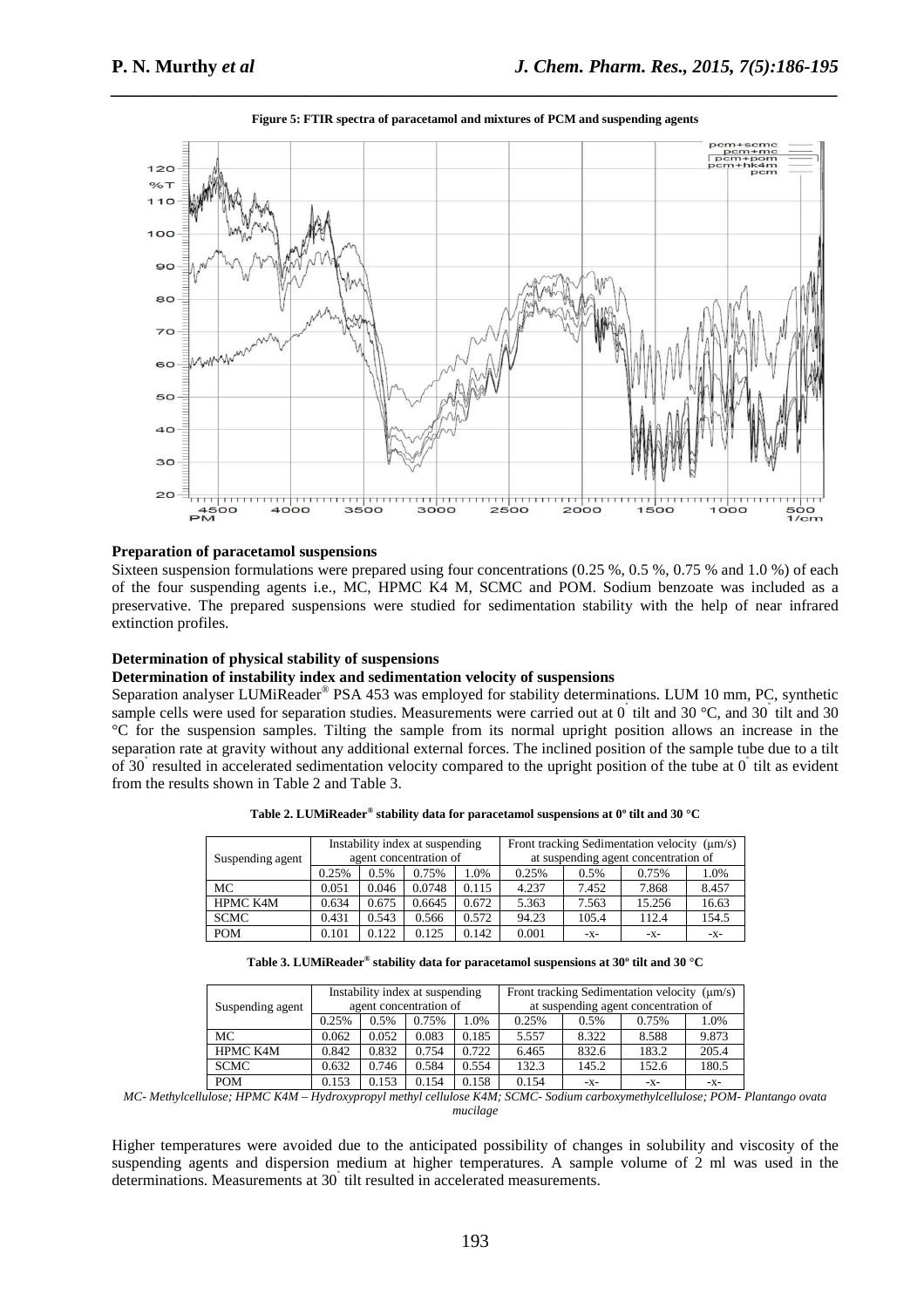**Figure 5: FTIR spectra of paracetamol and mixtures of PCM and suspending agents**

### Preparation of paracetamol suspensions

Sixteen suspension formulations were prepared using four concentrations (0.25 %, 0.5 %, 0.75 % and 1.0 %) of each of the four suspending agents i.e., MC, HPMC K4 M, SCMC and POM. Sodium benzoate was included as a preservative. The prepared suspensions were studied for sedimentation stability with the help of near infrared extinction profiles.

### Determination of physical stability of suspensions

### Determination of instability index and sedimentation velocity of suspensions

Separation analyser LUMiReader® PSA 453 was employed for stability determinations. LUM 10 mm, PC, synthetic sample cells were used for separation studies. Measurements were carried out at 0° tilt and 30 °C, and 30° tilt and 30 °C for the suspension samples. Tilting the sample from its normal upright position allows an increase in the separation rate at gravity without any additional external forces. The inclined position of the sample tube due to a tilt of 30° resulted in accelerated sedimentation velocity compared to the upright position of the tube at 0° tilt as evident from the results shown in Table 2 and Table 3.

**Table 2. LUMiReader® stability data for paracetamol suspensions at 0º tilt and 30 °C**

| Suspending agent | Instability index at suspending agent concentration of | | | | Front tracking Sedimentation velocity (μm/s) at suspending agent concentration of | | | |
|---|---|---|---|---|---|---|---|---|
| | 0.25% | 0.5% | 0.75% | 1.0% | 0.25% | 0.5% | 0.75% | 1.0% |
| MC | 0.051 | 0.046 | 0.0748 | 0.115 | 4.237 | 7.452 | 7.868 | 8.457 |
| HPMC K4M | 0.634 | 0.675 | 0.6645 | 0.672 | 5.363 | 7.563 | 15.256 | 16.63 |
| SCMC | 0.431 | 0.543 | 0.566 | 0.572 | 94.23 | 105.4 | 112.4 | 154.5 |
| POM | 0.101 | 0.122 | 0.125 | 0.142 | 0.001 | -x- | -x- | -x- |

**Table 3. LUMiReader® stability data for paracetamol suspensions at 30º tilt and 30 °C**

| Suspending agent | Instability index at suspending agent concentration of | | | | Front tracking Sedimentation velocity (μm/s) at suspending agent concentration of | | | |
|---|---|---|---|---|---|---|---|---|
| | 0.25% | 0.5% | 0.75% | 1.0% | 0.25% | 0.5% | 0.75% | 1.0% |
| MC | 0.062 | 0.052 | 0.083 | 0.185 | 5.557 | 8.322 | 8.588 | 9.873 |
| HPMC K4M | 0.842 | 0.832 | 0.754 | 0.722 | 6.465 | 832.6 | 183.2 | 205.4 |
| SCMC | 0.632 | 0.746 | 0.584 | 0.554 | 132.3 | 145.2 | 152.6 | 180.5 |
| POM | 0.153 | 0.153 | 0.154 | 0.158 | 0.154 | -x- | -x- | -x- |

*MC- Methylcellulose; HPMC K4M – Hydroxypropyl methyl cellulose K4M; SCMC- Sodium carboxymethylcellulose; POM- Plantango ovata mucilage*

Higher temperatures were avoided due to the anticipated possibility of changes in solubility and viscosity of the suspending agents and dispersion medium at higher temperatures. A sample volume of 2 ml was used in the determinations. Measurements at 30° tilt resulted in accelerated measurements.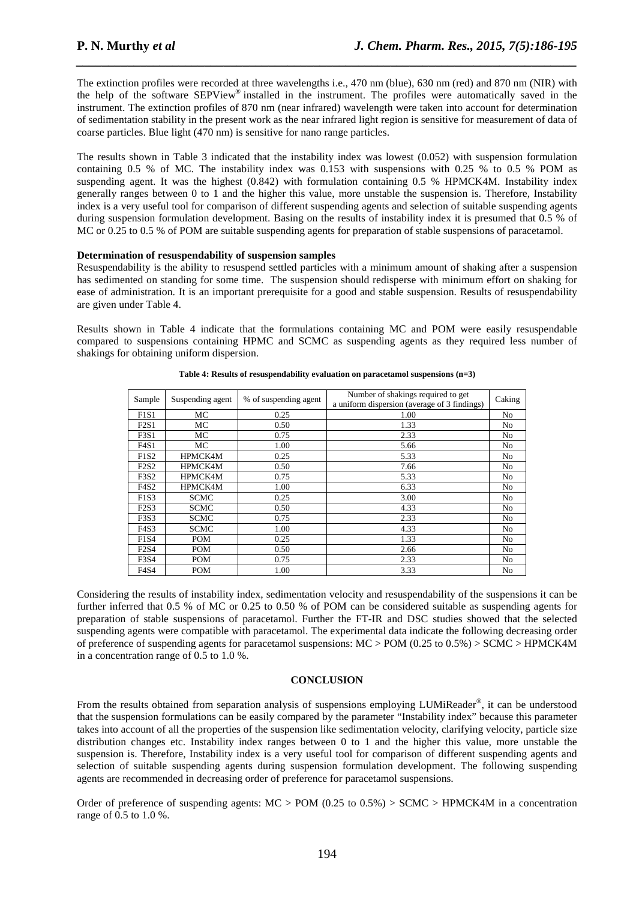The extinction profiles were recorded at three wavelengths i.e., 470 nm (blue), 630 nm (red) and 870 nm (NIR) with the help of the software SEPView® installed in the instrument. The profiles were automatically saved in the instrument. The extinction profiles of 870 nm (near infrared) wavelength were taken into account for determination of sedimentation stability in the present work as the near infrared light region is sensitive for measurement of data of coarse particles. Blue light (470 nm) is sensitive for nano range particles.

The results shown in Table 3 indicated that the instability index was lowest (0.052) with suspension formulation containing 0.5 % of MC. The instability index was 0.153 with suspensions with 0.25 % to 0.5 % POM as suspending agent. It was the highest (0.842) with formulation containing 0.5 % HPMCK4M. Instability index generally ranges between 0 to 1 and the higher this value, more unstable the suspension is. Therefore, Instability index is a very useful tool for comparison of different suspending agents and selection of suitable suspending agents during suspension formulation development. Basing on the results of instability index it is presumed that 0.5 % of MC or 0.25 to 0.5 % of POM are suitable suspending agents for preparation of stable suspensions of paracetamol.

**Determination of resuspendability of suspension samples**

Resuspendability is the ability to resuspend settled particles with a minimum amount of shaking after a suspension has sedimented on standing for some time. The suspension should redisperse with minimum effort on shaking for ease of administration. It is an important prerequisite for a good and stable suspension. Results of resuspendability are given under Table 4.

Results shown in Table 4 indicate that the formulations containing MC and POM were easily resuspendable compared to suspensions containing HPMC and SCMC as suspending agents as they required less number of shakings for obtaining uniform dispersion.

**Table 4: Results of resuspendability evaluation on paracetamol suspensions (n=3)**

| Sample | Suspending agent | % of suspending agent | Number of shakings required to get a uniform dispersion (average of 3 findings) | Caking |
|---|---|---|---|---|
| F1S1 | MC | 0.25 | 1.00 | No |
| F2S1 | MC | 0.50 | 1.33 | No |
| F3S1 | MC | 0.75 | 2.33 | No |
| F4S1 | MC | 1.00 | 5.66 | No |
| F1S2 | HPMCK4M | 0.25 | 5.33 | No |
| F2S2 | HPMCK4M | 0.50 | 7.66 | No |
| F3S2 | HPMCK4M | 0.75 | 5.33 | No |
| F4S2 | HPMCK4M | 1.00 | 6.33 | No |
| F1S3 | SCMC | 0.25 | 3.00 | No |
| F2S3 | SCMC | 0.50 | 4.33 | No |
| F3S3 | SCMC | 0.75 | 2.33 | No |
| F4S3 | SCMC | 1.00 | 4.33 | No |
| F1S4 | POM | 0.25 | 1.33 | No |
| F2S4 | POM | 0.50 | 2.66 | No |
| F3S4 | POM | 0.75 | 2.33 | No |
| F4S4 | POM | 1.00 | 3.33 | No |

Considering the results of instability index, sedimentation velocity and resuspendability of the suspensions it can be further inferred that 0.5 % of MC or 0.25 to 0.50 % of POM can be considered suitable as suspending agents for preparation of stable suspensions of paracetamol. Further the FT-IR and DSC studies showed that the selected suspending agents were compatible with paracetamol. The experimental data indicate the following decreasing order of preference of suspending agents for paracetamol suspensions: MC > POM (0.25 to 0.5%) > SCMC > HPMCK4M in a concentration range of 0.5 to 1.0 %.

## CONCLUSION

From the results obtained from separation analysis of suspensions employing LUMiReader®, it can be understood that the suspension formulations can be easily compared by the parameter "Instability index" because this parameter takes into account of all the properties of the suspension like sedimentation velocity, clarifying velocity, particle size distribution changes etc. Instability index ranges between 0 to 1 and the higher this value, more unstable the suspension is. Therefore, Instability index is a very useful tool for comparison of different suspending agents and selection of suitable suspending agents during suspension formulation development. The following suspending agents are recommended in decreasing order of preference for paracetamol suspensions.

Order of preference of suspending agents: MC > POM (0.25 to 0.5%) > SCMC > HPMCK4M in a concentration range of 0.5 to 1.0 %.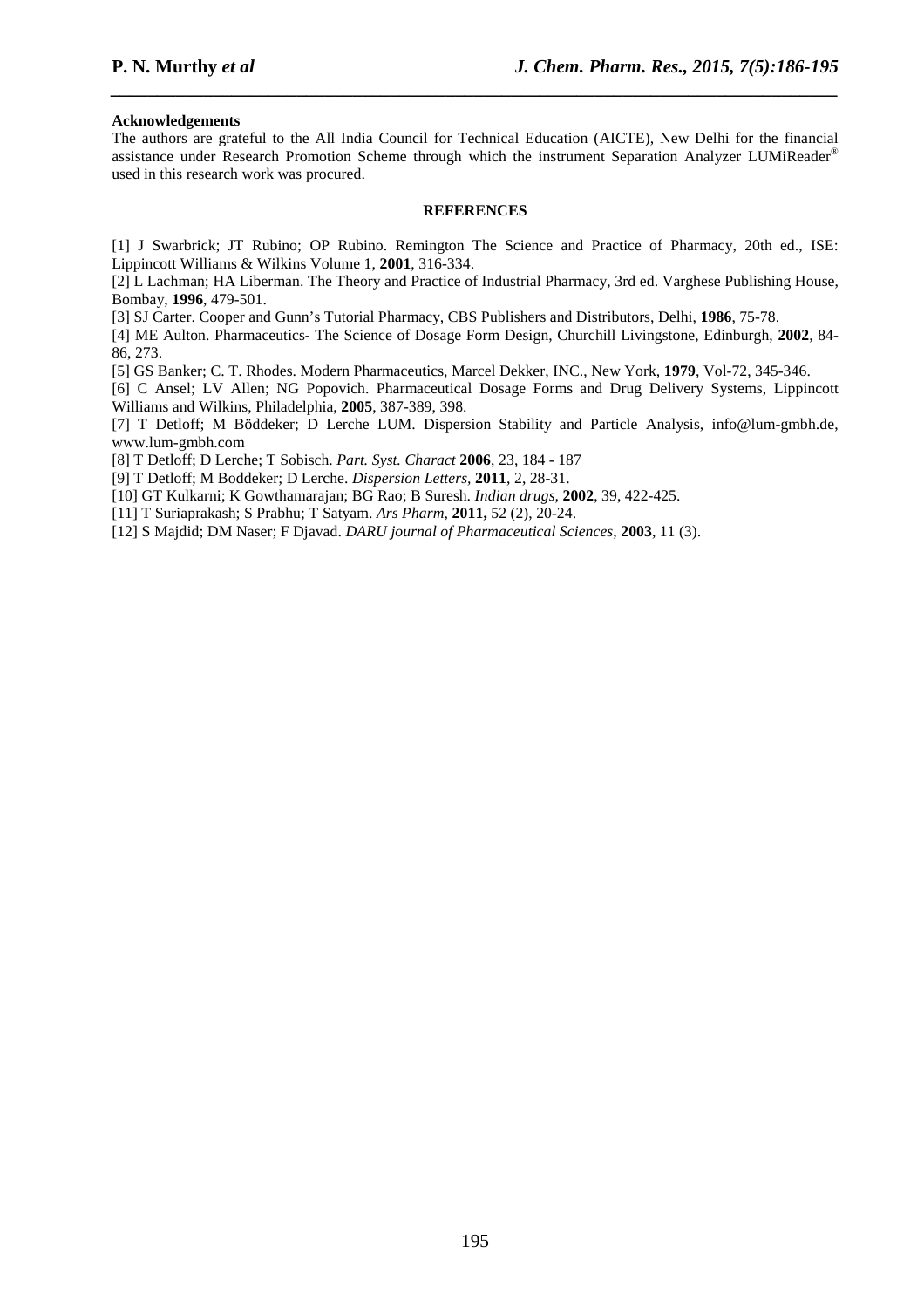**Acknowledgements**

The authors are grateful to the All India Council for Technical Education (AICTE), New Delhi for the financial assistance under Research Promotion Scheme through which the instrument Separation Analyzer LUMiReader® used in this research work was procured.

## REFERENCES

[1] J Swarbrick; JT Rubino; OP Rubino. Remington The Science and Practice of Pharmacy, 20th ed., ISE: Lippincott Williams & Wilkins Volume 1, **2001**, 316-334.

[2] L Lachman; HA Liberman. The Theory and Practice of Industrial Pharmacy, 3rd ed. Varghese Publishing House, Bombay, **1996**, 479-501.

[3] SJ Carter. Cooper and Gunn's Tutorial Pharmacy, CBS Publishers and Distributors, Delhi, **1986**, 75-78.

[4] ME Aulton. Pharmaceutics- The Science of Dosage Form Design, Churchill Livingstone, Edinburgh, **2002**, 84-86, 273.

[5] GS Banker; C. T. Rhodes. Modern Pharmaceutics, Marcel Dekker, INC., New York, **1979**, Vol-72, 345-346.

[6] C Ansel; LV Allen; NG Popovich. Pharmaceutical Dosage Forms and Drug Delivery Systems, Lippincott Williams and Wilkins, Philadelphia, **2005**, 387-389, 398.

[7] T Detloff; M Böddeker; D Lerche LUM. Dispersion Stability and Particle Analysis, info@lum-gmbh.de, www.lum-gmbh.com

[8] T Detloff; D Lerche; T Sobisch. *Part. Syst. Charact* **2006**, 23, 184 - 187

[9] T Detloff; M Boddeker; D Lerche. *Dispersion Letters,* **2011**, 2, 28-31.

[10] GT Kulkarni; K Gowthamarajan; BG Rao; B Suresh. *Indian drugs,* **2002**, 39, 422-425.

[11] T Suriaprakash; S Prabhu; T Satyam. *Ars Pharm,* **2011,** 52 (2), 20-24.

[12] S Majdid; DM Naser; F Djavad. *DARU journal of Pharmaceutical Sciences*, **2003**, 11 (3).